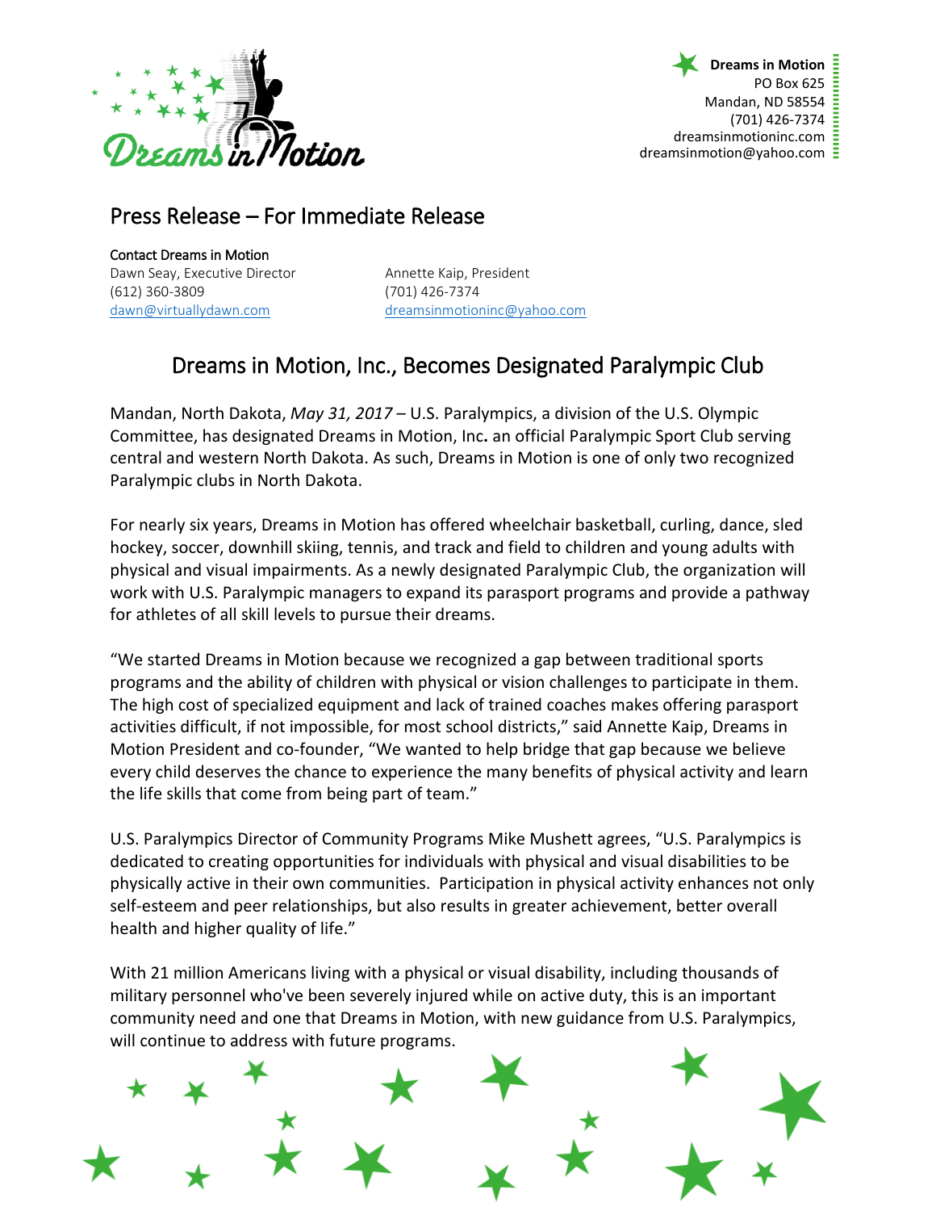Dreams in Motion
PO Box 625
Mandan, ND 58554
(701) 426-7374
dreamsinmotioninc.com
dreamsinmotion@yahoo.com

# Press Release – For Immediate Release

Contact Dreams in Motion

Dawn Seay, Executive Director
(612) 360-3809
dawn@virtuallydawn.com

Annette Kaip, President
(701) 426-7374
dreamsinmotioninc@yahoo.com

## Dreams in Motion, Inc., Becomes Designated Paralympic Club

Mandan, North Dakota, *May 31, 2017* – U.S. Paralympics, a division of the U.S. Olympic Committee, has designated Dreams in Motion, Inc**.** an official Paralympic Sport Club serving central and western North Dakota. As such, Dreams in Motion is one of only two recognized Paralympic clubs in North Dakota.

For nearly six years, Dreams in Motion has offered wheelchair basketball, curling, dance, sled hockey, soccer, downhill skiing, tennis, and track and field to children and young adults with physical and visual impairments. As a newly designated Paralympic Club, the organization will work with U.S. Paralympic managers to expand its parasport programs and provide a pathway for athletes of all skill levels to pursue their dreams.

"We started Dreams in Motion because we recognized a gap between traditional sports programs and the ability of children with physical or vision challenges to participate in them. The high cost of specialized equipment and lack of trained coaches makes offering parasport activities difficult, if not impossible, for most school districts," said Annette Kaip, Dreams in Motion President and co-founder, "We wanted to help bridge that gap because we believe every child deserves the chance to experience the many benefits of physical activity and learn the life skills that come from being part of team."

U.S. Paralympics Director of Community Programs Mike Mushett agrees, "U.S. Paralympics is dedicated to creating opportunities for individuals with physical and visual disabilities to be physically active in their own communities. Participation in physical activity enhances not only self-esteem and peer relationships, but also results in greater achievement, better overall health and higher quality of life."

With 21 million Americans living with a physical or visual disability, including thousands of military personnel who've been severely injured while on active duty, this is an important community need and one that Dreams in Motion, with new guidance from U.S. Paralympics, will continue to address with future programs.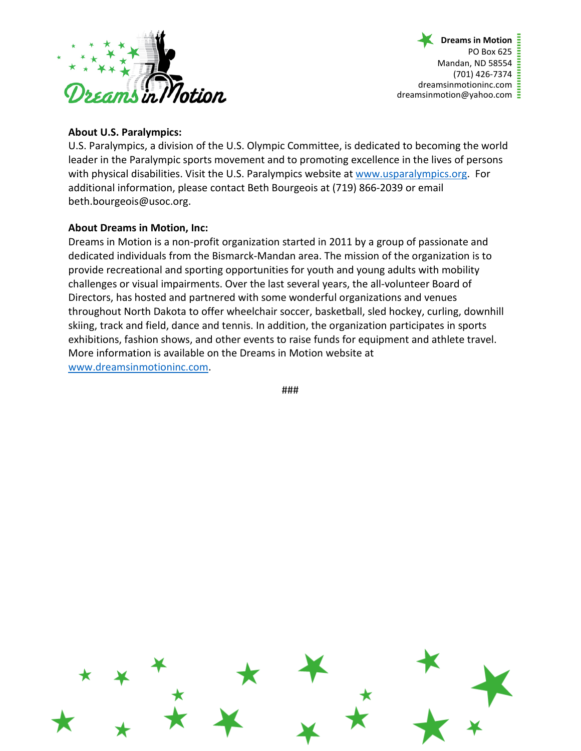**Dreams in Motion**
PO Box 625
Mandan, ND 58554
(701) 426-7374
dreamsinmotioninc.com
dreamsinmotion@yahoo.com

**About U.S. Paralympics:**
U.S. Paralympics, a division of the U.S. Olympic Committee, is dedicated to becoming the world leader in the Paralympic sports movement and to promoting excellence in the lives of persons with physical disabilities. Visit the U.S. Paralympics website at www.usparalympics.org. For additional information, please contact Beth Bourgeois at (719) 866-2039 or email beth.bourgeois@usoc.org.

**About Dreams in Motion, Inc:**
Dreams in Motion is a non-profit organization started in 2011 by a group of passionate and dedicated individuals from the Bismarck-Mandan area. The mission of the organization is to provide recreational and sporting opportunities for youth and young adults with mobility challenges or visual impairments. Over the last several years, the all-volunteer Board of Directors, has hosted and partnered with some wonderful organizations and venues throughout North Dakota to offer wheelchair soccer, basketball, sled hockey, curling, downhill skiing, track and field, dance and tennis. In addition, the organization participates in sports exhibitions, fashion shows, and other events to raise funds for equipment and athlete travel. More information is available on the Dreams in Motion website at www.dreamsinmotioninc.com.

###